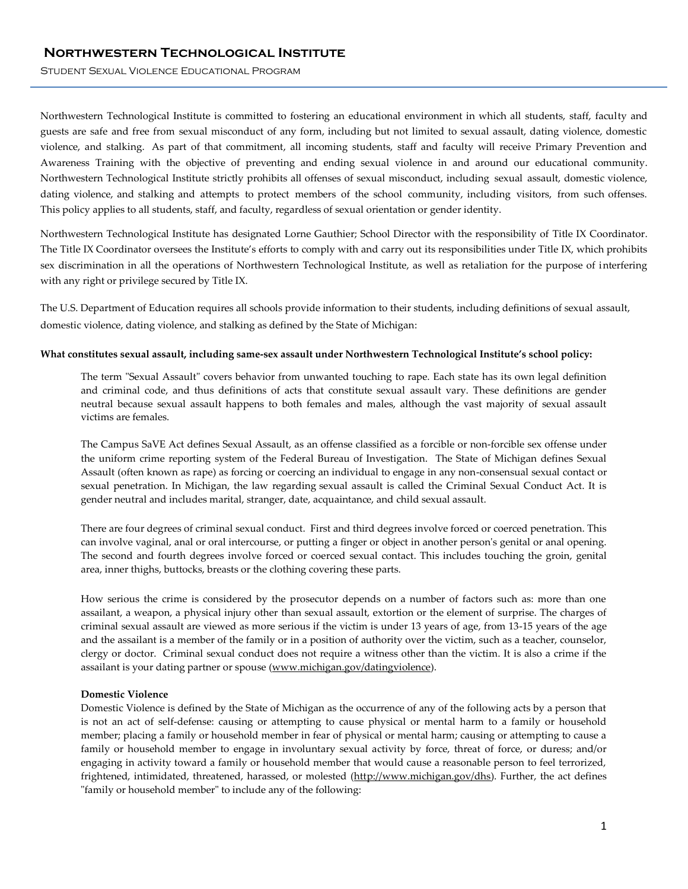# Northwestern Technological Institute

Student Sexual Violence Educational Program

Northwestern Technological Institute is committed to fostering an educational environment in which all students, staff, faculty and guests are safe and free from sexual misconduct of any form, including but not limited to sexual assault, dating violence, domestic violence, and stalking. As part of that commitment, all incoming students, staff and faculty will receive Primary Prevention and Awareness Training with the objective of preventing and ending sexual violence in and around our educational community. Northwestern Technological Institute strictly prohibits all offenses of sexual misconduct, including sexual assault, domestic violence, dating violence, and stalking and attempts to protect members of the school community, including visitors, from such offenses. This policy applies to all students, staff, and faculty, regardless of sexual orientation or gender identity.

Northwestern Technological Institute has designated Lorne Gauthier; School Director with the responsibility of Title IX Coordinator. The Title IX Coordinator oversees the Institute's efforts to comply with and carry out its responsibilities under Title IX, which prohibits sex discrimination in all the operations of Northwestern Technological Institute, as well as retaliation for the purpose of interfering with any right or privilege secured by Title IX.

The U.S. Department of Education requires all schools provide information to their students, including definitions of sexual assault, domestic violence, dating violence, and stalking as defined by the State of Michigan:

**What constitutes sexual assault, including same-sex assault under Northwestern Technological Institute's school policy:**

The term "Sexual Assault" covers behavior from unwanted touching to rape. Each state has its own legal definition and criminal code, and thus definitions of acts that constitute sexual assault vary. These definitions are gender neutral because sexual assault happens to both females and males, although the vast majority of sexual assault victims are females.

The Campus SaVE Act defines Sexual Assault, as an offense classified as a forcible or non-forcible sex offense under the uniform crime reporting system of the Federal Bureau of Investigation. The State of Michigan defines Sexual Assault (often known as rape) as forcing or coercing an individual to engage in any non-consensual sexual contact or sexual penetration. In Michigan, the law regarding sexual assault is called the Criminal Sexual Conduct Act. It is gender neutral and includes marital, stranger, date, acquaintance, and child sexual assault.

There are four degrees of criminal sexual conduct. First and third degrees involve forced or coerced penetration. This can involve vaginal, anal or oral intercourse, or putting a finger or object in another person's genital or anal opening. The second and fourth degrees involve forced or coerced sexual contact. This includes touching the groin, genital area, inner thighs, buttocks, breasts or the clothing covering these parts.

How serious the crime is considered by the prosecutor depends on a number of factors such as: more than one assailant, a weapon, a physical injury other than sexual assault, extortion or the element of surprise. The charges of criminal sexual assault are viewed as more serious if the victim is under 13 years of age, from 13-15 years of the age and the assailant is a member of the family or in a position of authority over the victim, such as a teacher, counselor, clergy or doctor. Criminal sexual conduct does not require a witness other than the victim. It is also a crime if the assailant is your dating partner or spouse (www.michigan.gov/datingviolence).

**Domestic Violence**

Domestic Violence is defined by the State of Michigan as the occurrence of any of the following acts by a person that is not an act of self-defense: causing or attempting to cause physical or mental harm to a family or household member; placing a family or household member in fear of physical or mental harm; causing or attempting to cause a family or household member to engage in involuntary sexual activity by force, threat of force, or duress; and/or engaging in activity toward a family or household member that would cause a reasonable person to feel terrorized, frightened, intimidated, threatened, harassed, or molested (http://www.michigan.gov/dhs). Further, the act defines "family or household member" to include any of the following: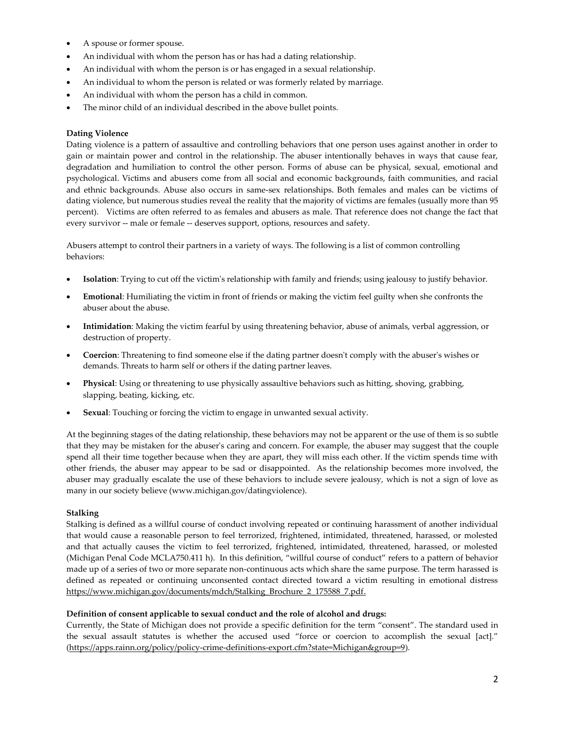- A spouse or former spouse.
- An individual with whom the person has or has had a dating relationship.
- An individual with whom the person is or has engaged in a sexual relationship.
- An individual to whom the person is related or was formerly related by marriage.
- An individual with whom the person has a child in common.
- The minor child of an individual described in the above bullet points.

**Dating Violence**

Dating violence is a pattern of assaultive and controlling behaviors that one person uses against another in order to gain or maintain power and control in the relationship. The abuser intentionally behaves in ways that cause fear, degradation and humiliation to control the other person. Forms of abuse can be physical, sexual, emotional and psychological. Victims and abusers come from all social and economic backgrounds, faith communities, and racial and ethnic backgrounds. Abuse also occurs in same-sex relationships. Both females and males can be victims of dating violence, but numerous studies reveal the reality that the majority of victims are females (usually more than 95 percent). Victims are often referred to as females and abusers as male. That reference does not change the fact that every survivor -- male or female -- deserves support, options, resources and safety.

Abusers attempt to control their partners in a variety of ways. The following is a list of common controlling behaviors:

- **Isolation**: Trying to cut off the victim's relationship with family and friends; using jealousy to justify behavior.
- **Emotional**: Humiliating the victim in front of friends or making the victim feel guilty when she confronts the abuser about the abuse.
- **Intimidation**: Making the victim fearful by using threatening behavior, abuse of animals, verbal aggression, or destruction of property.
- **Coercion**: Threatening to find someone else if the dating partner doesn't comply with the abuser's wishes or demands. Threats to harm self or others if the dating partner leaves.
- **Physical**: Using or threatening to use physically assaultive behaviors such as hitting, shoving, grabbing, slapping, beating, kicking, etc.
- **Sexual**: Touching or forcing the victim to engage in unwanted sexual activity.

At the beginning stages of the dating relationship, these behaviors may not be apparent or the use of them is so subtle that they may be mistaken for the abuser's caring and concern. For example, the abuser may suggest that the couple spend all their time together because when they are apart, they will miss each other. If the victim spends time with other friends, the abuser may appear to be sad or disappointed. As the relationship becomes more involved, the abuser may gradually escalate the use of these behaviors to include severe jealousy, which is not a sign of love as many in our society believe (www.michigan.gov/datingviolence).

**Stalking**

Stalking is defined as a willful course of conduct involving repeated or continuing harassment of another individual that would cause a reasonable person to feel terrorized, frightened, intimidated, threatened, harassed, or molested and that actually causes the victim to feel terrorized, frightened, intimidated, threatened, harassed, or molested (Michigan Penal Code MCLA750.411 h). In this definition, "willful course of conduct" refers to a pattern of behavior made up of a series of two or more separate non-continuous acts which share the same purpose. The term harassed is defined as repeated or continuing unconsented contact directed toward a victim resulting in emotional distress https://www.michigan.gov/documents/mdch/Stalking_Brochure_2_175588_7.pdf.

**Definition of consent applicable to sexual conduct and the role of alcohol and drugs:**

Currently, the State of Michigan does not provide a specific definition for the term "consent". The standard used in the sexual assault statutes is whether the accused used "force or coercion to accomplish the sexual [act]." (https://apps.rainn.org/policy/policy-crime-definitions-export.cfm?state=Michigan&group=9).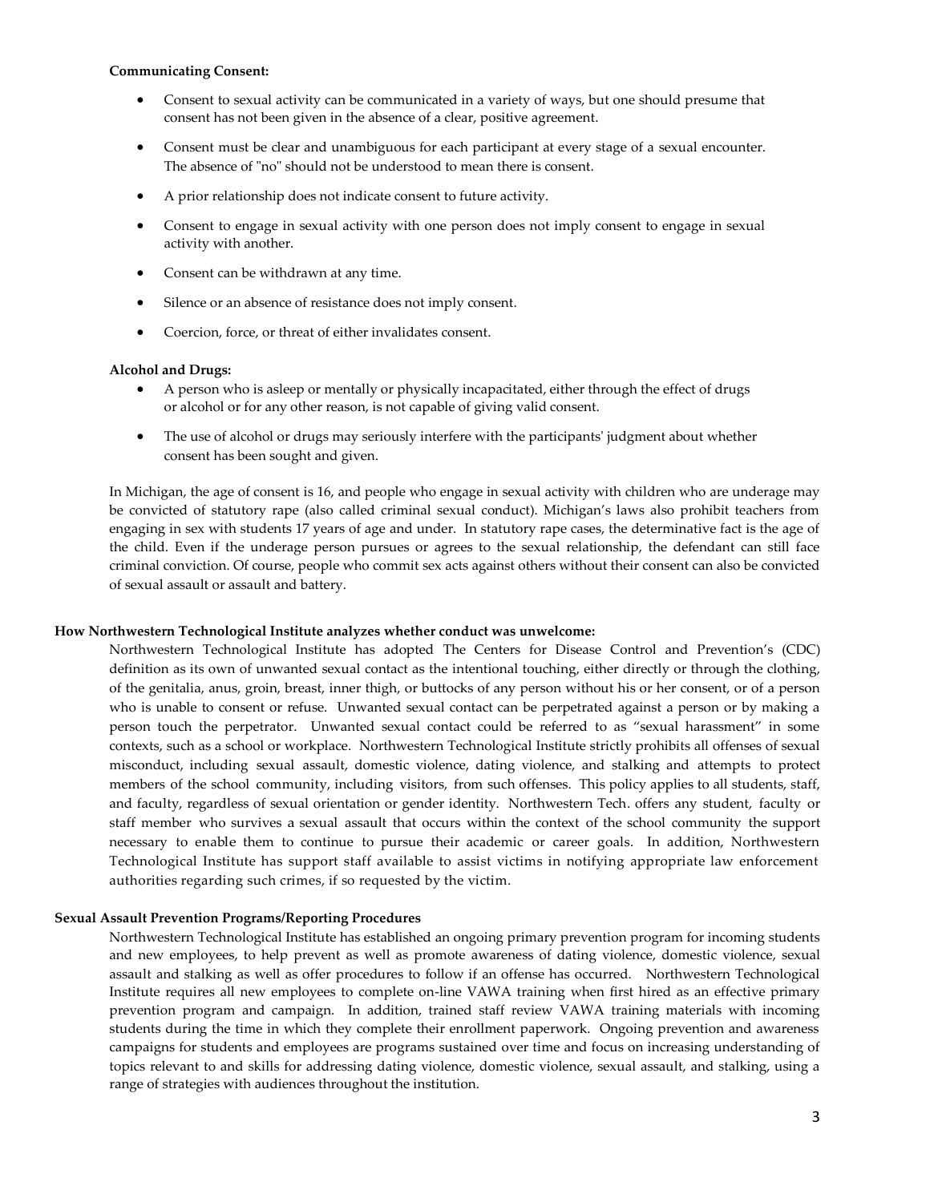**Communicating Consent:**

- Consent to sexual activity can be communicated in a variety of ways, but one should presume that consent has not been given in the absence of a clear, positive agreement.
- Consent must be clear and unambiguous for each participant at every stage of a sexual encounter. The absence of "no" should not be understood to mean there is consent.
- A prior relationship does not indicate consent to future activity.
- Consent to engage in sexual activity with one person does not imply consent to engage in sexual activity with another.
- Consent can be withdrawn at any time.
- Silence or an absence of resistance does not imply consent.
- Coercion, force, or threat of either invalidates consent.

**Alcohol and Drugs:**

- A person who is asleep or mentally or physically incapacitated, either through the effect of drugs or alcohol or for any other reason, is not capable of giving valid consent.
- The use of alcohol or drugs may seriously interfere with the participants' judgment about whether consent has been sought and given.

In Michigan, the age of consent is 16, and people who engage in sexual activity with children who are underage may be convicted of statutory rape (also called criminal sexual conduct). Michigan's laws also prohibit teachers from engaging in sex with students 17 years of age and under. In statutory rape cases, the determinative fact is the age of the child. Even if the underage person pursues or agrees to the sexual relationship, the defendant can still face criminal conviction. Of course, people who commit sex acts against others without their consent can also be convicted of sexual assault or assault and battery.

**How Northwestern Technological Institute analyzes whether conduct was unwelcome:**

Northwestern Technological Institute has adopted The Centers for Disease Control and Prevention's (CDC) definition as its own of unwanted sexual contact as the intentional touching, either directly or through the clothing, of the genitalia, anus, groin, breast, inner thigh, or buttocks of any person without his or her consent, or of a person who is unable to consent or refuse. Unwanted sexual contact can be perpetrated against a person or by making a person touch the perpetrator. Unwanted sexual contact could be referred to as "sexual harassment" in some contexts, such as a school or workplace. Northwestern Technological Institute strictly prohibits all offenses of sexual misconduct, including sexual assault, domestic violence, dating violence, and stalking and attempts to protect members of the school community, including visitors, from such offenses. This policy applies to all students, staff, and faculty, regardless of sexual orientation or gender identity. Northwestern Tech. offers any student, faculty or staff member who survives a sexual assault that occurs within the context of the school community the support necessary to enable them to continue to pursue their academic or career goals. In addition, Northwestern Technological Institute has support staff available to assist victims in notifying appropriate law enforcement authorities regarding such crimes, if so requested by the victim.

**Sexual Assault Prevention Programs/Reporting Procedures**

Northwestern Technological Institute has established an ongoing primary prevention program for incoming students and new employees, to help prevent as well as promote awareness of dating violence, domestic violence, sexual assault and stalking as well as offer procedures to follow if an offense has occurred. Northwestern Technological Institute requires all new employees to complete on-line VAWA training when first hired as an effective primary prevention program and campaign. In addition, trained staff review VAWA training materials with incoming students during the time in which they complete their enrollment paperwork. Ongoing prevention and awareness campaigns for students and employees are programs sustained over time and focus on increasing understanding of topics relevant to and skills for addressing dating violence, domestic violence, sexual assault, and stalking, using a range of strategies with audiences throughout the institution.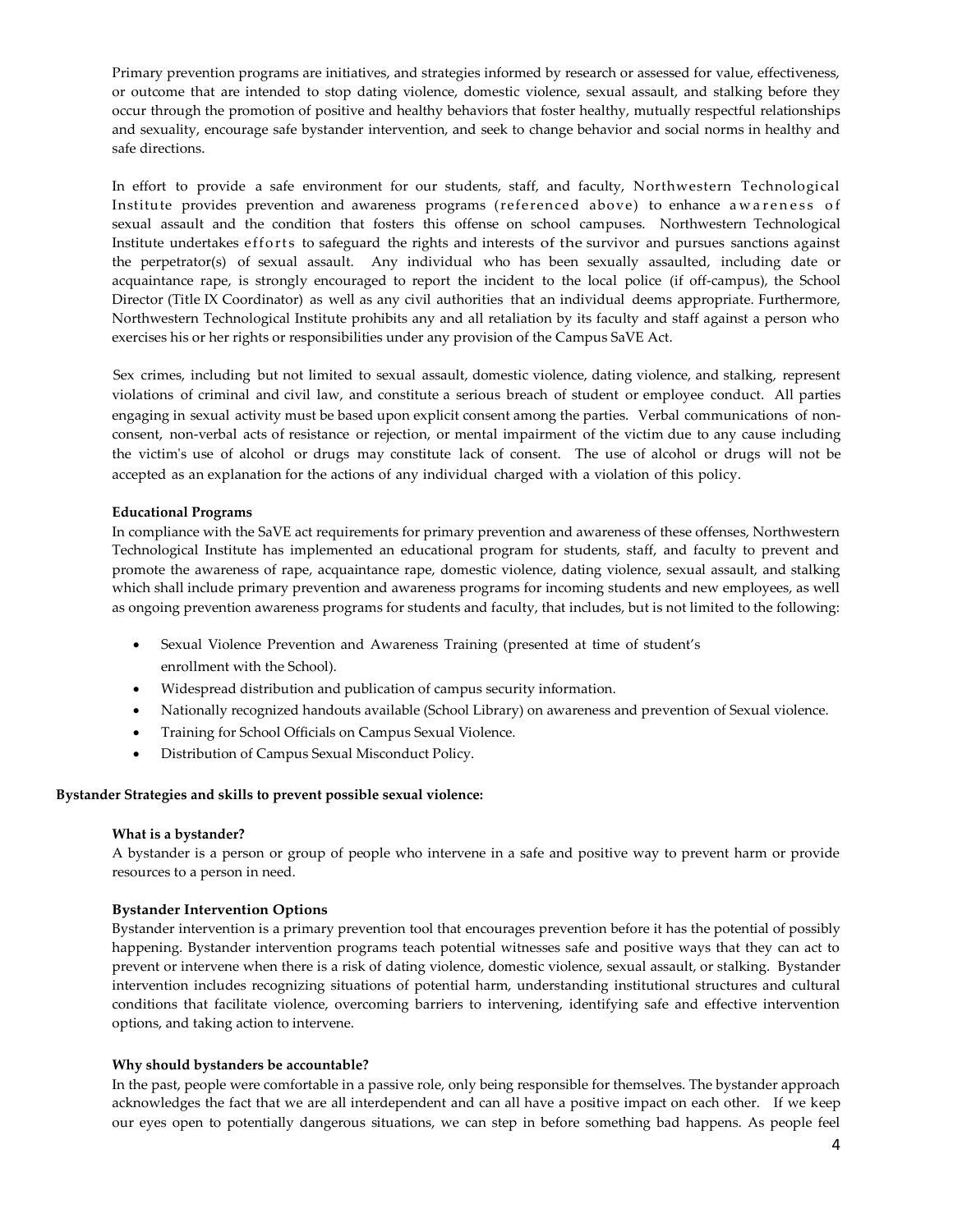Primary prevention programs are initiatives, and strategies informed by research or assessed for value, effectiveness, or outcome that are intended to stop dating violence, domestic violence, sexual assault, and stalking before they occur through the promotion of positive and healthy behaviors that foster healthy, mutually respectful relationships and sexuality, encourage safe bystander intervention, and seek to change behavior and social norms in healthy and safe directions.

In effort to provide a safe environment for our students, staff, and faculty, Northwestern Technological Institute provides prevention and awareness programs (referenced above) to enhance awareness of sexual assault and the condition that fosters this offense on school campuses. Northwestern Technological Institute undertakes efforts to safeguard the rights and interests of the survivor and pursues sanctions against the perpetrator(s) of sexual assault. Any individual who has been sexually assaulted, including date or acquaintance rape, is strongly encouraged to report the incident to the local police (if off-campus), the School Director (Title IX Coordinator) as well as any civil authorities that an individual deems appropriate. Furthermore, Northwestern Technological Institute prohibits any and all retaliation by its faculty and staff against a person who exercises his or her rights or responsibilities under any provision of the Campus SaVE Act.

Sex crimes, including but not limited to sexual assault, domestic violence, dating violence, and stalking, represent violations of criminal and civil law, and constitute a serious breach of student or employee conduct. All parties engaging in sexual activity must be based upon explicit consent among the parties. Verbal communications of non-consent, non-verbal acts of resistance or rejection, or mental impairment of the victim due to any cause including the victim's use of alcohol or drugs may constitute lack of consent. The use of alcohol or drugs will not be accepted as an explanation for the actions of any individual charged with a violation of this policy.

**Educational Programs**

In compliance with the SaVE act requirements for primary prevention and awareness of these offenses, Northwestern Technological Institute has implemented an educational program for students, staff, and faculty to prevent and promote the awareness of rape, acquaintance rape, domestic violence, dating violence, sexual assault, and stalking which shall include primary prevention and awareness programs for incoming students and new employees, as well as ongoing prevention awareness programs for students and faculty, that includes, but is not limited to the following:

- Sexual Violence Prevention and Awareness Training (presented at time of student's enrollment with the School).
- Widespread distribution and publication of campus security information.
- Nationally recognized handouts available (School Library) on awareness and prevention of Sexual violence.
- Training for School Officials on Campus Sexual Violence.
- Distribution of Campus Sexual Misconduct Policy.

**Bystander Strategies and skills to prevent possible sexual violence:**

**What is a bystander?**

A bystander is a person or group of people who intervene in a safe and positive way to prevent harm or provide resources to a person in need.

**Bystander Intervention Options**

Bystander intervention is a primary prevention tool that encourages prevention before it has the potential of possibly happening. Bystander intervention programs teach potential witnesses safe and positive ways that they can act to prevent or intervene when there is a risk of dating violence, domestic violence, sexual assault, or stalking. Bystander intervention includes recognizing situations of potential harm, understanding institutional structures and cultural conditions that facilitate violence, overcoming barriers to intervening, identifying safe and effective intervention options, and taking action to intervene.

**Why should bystanders be accountable?**

In the past, people were comfortable in a passive role, only being responsible for themselves. The bystander approach acknowledges the fact that we are all interdependent and can all have a positive impact on each other. If we keep our eyes open to potentially dangerous situations, we can step in before something bad happens. As people feel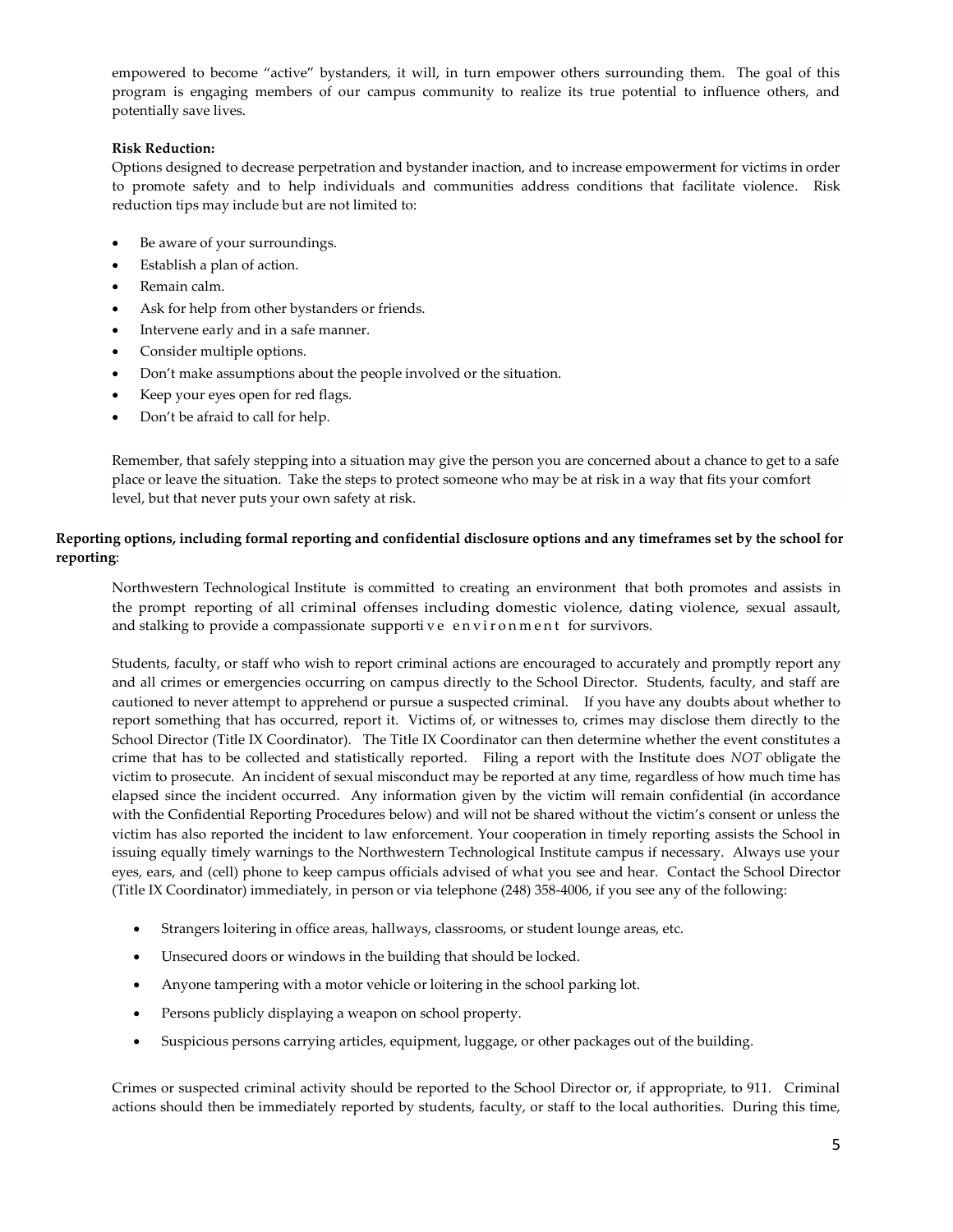empowered to become "active" bystanders, it will, in turn empower others surrounding them. The goal of this program is engaging members of our campus community to realize its true potential to influence others, and potentially save lives.

**Risk Reduction:**
Options designed to decrease perpetration and bystander inaction, and to increase empowerment for victims in order to promote safety and to help individuals and communities address conditions that facilitate violence. Risk reduction tips may include but are not limited to:

- Be aware of your surroundings.
- Establish a plan of action.
- Remain calm.
- Ask for help from other bystanders or friends.
- Intervene early and in a safe manner.
- Consider multiple options.
- Don't make assumptions about the people involved or the situation.
- Keep your eyes open for red flags.
- Don't be afraid to call for help.

Remember, that safely stepping into a situation may give the person you are concerned about a chance to get to a safe place or leave the situation. Take the steps to protect someone who may be at risk in a way that fits your comfort level, but that never puts your own safety at risk.

**Reporting options, including formal reporting and confidential disclosure options and any timeframes set by the school for reporting**:

Northwestern Technological Institute is committed to creating an environment that both promotes and assists in the prompt reporting of all criminal offenses including domestic violence, dating violence, sexual assault, and stalking to provide a compassionate supportive environment for survivors.

Students, faculty, or staff who wish to report criminal actions are encouraged to accurately and promptly report any and all crimes or emergencies occurring on campus directly to the School Director. Students, faculty, and staff are cautioned to never attempt to apprehend or pursue a suspected criminal. If you have any doubts about whether to report something that has occurred, report it. Victims of, or witnesses to, crimes may disclose them directly to the School Director (Title IX Coordinator). The Title IX Coordinator can then determine whether the event constitutes a crime that has to be collected and statistically reported. Filing a report with the Institute does *NOT* obligate the victim to prosecute. An incident of sexual misconduct may be reported at any time, regardless of how much time has elapsed since the incident occurred. Any information given by the victim will remain confidential (in accordance with the Confidential Reporting Procedures below) and will not be shared without the victim's consent or unless the victim has also reported the incident to law enforcement. Your cooperation in timely reporting assists the School in issuing equally timely warnings to the Northwestern Technological Institute campus if necessary. Always use your eyes, ears, and (cell) phone to keep campus officials advised of what you see and hear. Contact the School Director (Title IX Coordinator) immediately, in person or via telephone (248) 358-4006, if you see any of the following:

- Strangers loitering in office areas, hallways, classrooms, or student lounge areas, etc.
- Unsecured doors or windows in the building that should be locked.
- Anyone tampering with a motor vehicle or loitering in the school parking lot.
- Persons publicly displaying a weapon on school property.
- Suspicious persons carrying articles, equipment, luggage, or other packages out of the building.

Crimes or suspected criminal activity should be reported to the School Director or, if appropriate, to 911. Criminal actions should then be immediately reported by students, faculty, or staff to the local authorities. During this time,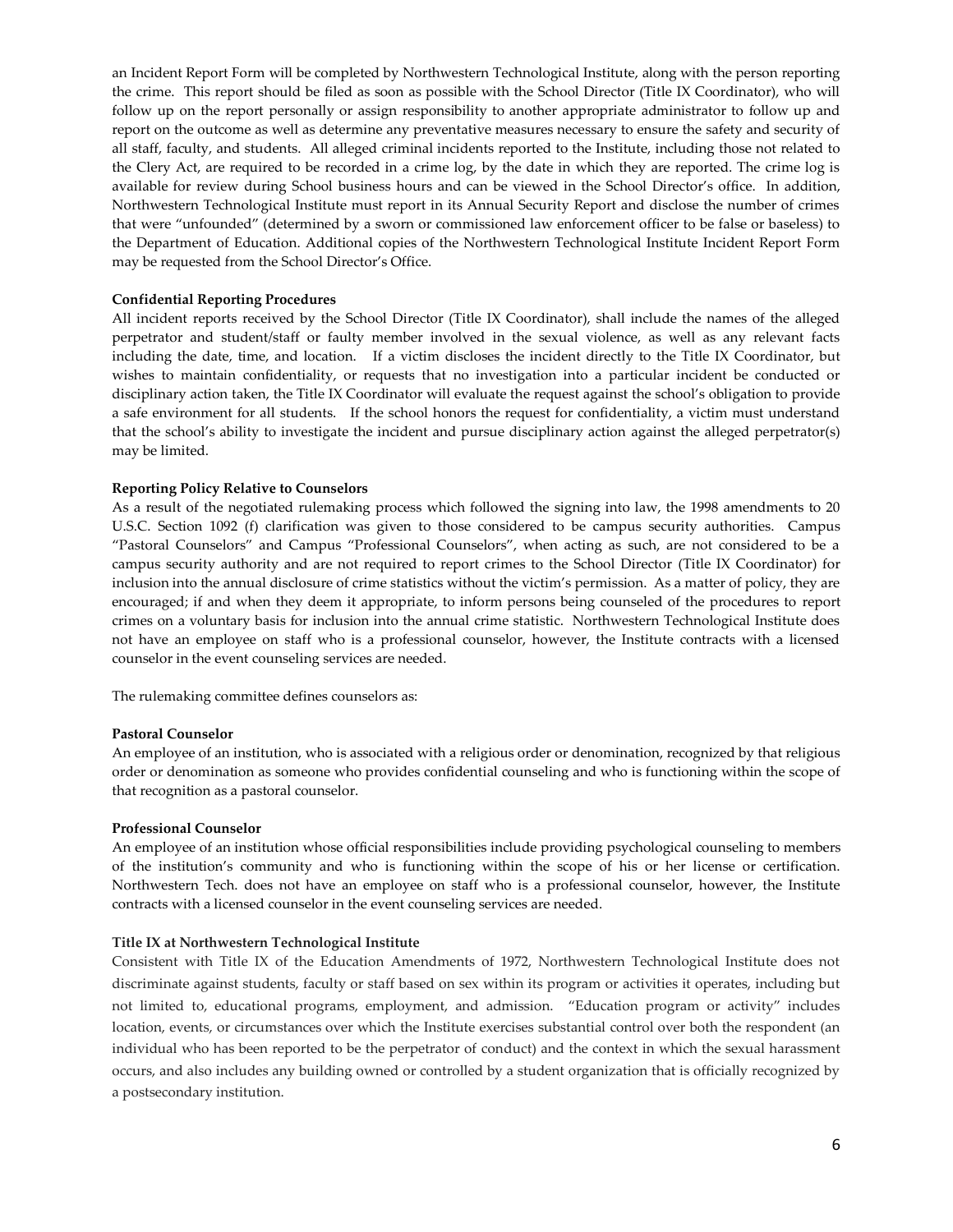an Incident Report Form will be completed by Northwestern Technological Institute, along with the person reporting the crime. This report should be filed as soon as possible with the School Director (Title IX Coordinator), who will follow up on the report personally or assign responsibility to another appropriate administrator to follow up and report on the outcome as well as determine any preventative measures necessary to ensure the safety and security of all staff, faculty, and students. All alleged criminal incidents reported to the Institute, including those not related to the Clery Act, are required to be recorded in a crime log, by the date in which they are reported. The crime log is available for review during School business hours and can be viewed in the School Director's office. In addition, Northwestern Technological Institute must report in its Annual Security Report and disclose the number of crimes that were "unfounded" (determined by a sworn or commissioned law enforcement officer to be false or baseless) to the Department of Education. Additional copies of the Northwestern Technological Institute Incident Report Form may be requested from the School Director's Office.

**Confidential Reporting Procedures**

All incident reports received by the School Director (Title IX Coordinator), shall include the names of the alleged perpetrator and student/staff or faulty member involved in the sexual violence, as well as any relevant facts including the date, time, and location. If a victim discloses the incident directly to the Title IX Coordinator, but wishes to maintain confidentiality, or requests that no investigation into a particular incident be conducted or disciplinary action taken, the Title IX Coordinator will evaluate the request against the school's obligation to provide a safe environment for all students. If the school honors the request for confidentiality, a victim must understand that the school's ability to investigate the incident and pursue disciplinary action against the alleged perpetrator(s) may be limited.

**Reporting Policy Relative to Counselors**

As a result of the negotiated rulemaking process which followed the signing into law, the 1998 amendments to 20 U.S.C. Section 1092 (f) clarification was given to those considered to be campus security authorities. Campus "Pastoral Counselors" and Campus "Professional Counselors", when acting as such, are not considered to be a campus security authority and are not required to report crimes to the School Director (Title IX Coordinator) for inclusion into the annual disclosure of crime statistics without the victim's permission. As a matter of policy, they are encouraged; if and when they deem it appropriate, to inform persons being counseled of the procedures to report crimes on a voluntary basis for inclusion into the annual crime statistic. Northwestern Technological Institute does not have an employee on staff who is a professional counselor, however, the Institute contracts with a licensed counselor in the event counseling services are needed.

The rulemaking committee defines counselors as:

**Pastoral Counselor**

An employee of an institution, who is associated with a religious order or denomination, recognized by that religious order or denomination as someone who provides confidential counseling and who is functioning within the scope of that recognition as a pastoral counselor.

**Professional Counselor**

An employee of an institution whose official responsibilities include providing psychological counseling to members of the institution's community and who is functioning within the scope of his or her license or certification. Northwestern Tech. does not have an employee on staff who is a professional counselor, however, the Institute contracts with a licensed counselor in the event counseling services are needed.

**Title IX at Northwestern Technological Institute**

Consistent with Title IX of the Education Amendments of 1972, Northwestern Technological Institute does not discriminate against students, faculty or staff based on sex within its program or activities it operates, including but not limited to, educational programs, employment, and admission. "Education program or activity" includes location, events, or circumstances over which the Institute exercises substantial control over both the respondent (an individual who has been reported to be the perpetrator of conduct) and the context in which the sexual harassment occurs, and also includes any building owned or controlled by a student organization that is officially recognized by a postsecondary institution.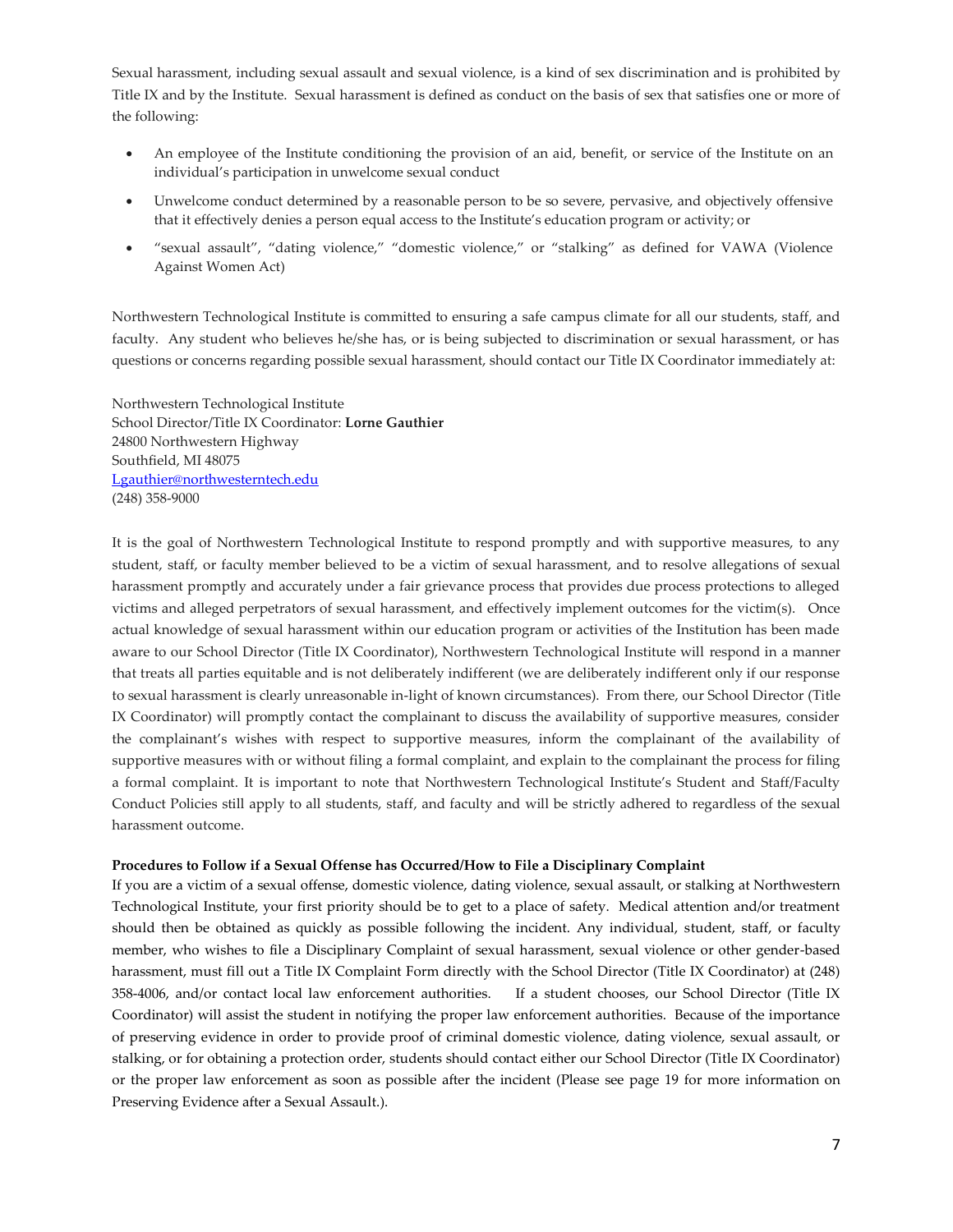Sexual harassment, including sexual assault and sexual violence, is a kind of sex discrimination and is prohibited by Title IX and by the Institute. Sexual harassment is defined as conduct on the basis of sex that satisfies one or more of the following:

- An employee of the Institute conditioning the provision of an aid, benefit, or service of the Institute on an individual's participation in unwelcome sexual conduct
- Unwelcome conduct determined by a reasonable person to be so severe, pervasive, and objectively offensive that it effectively denies a person equal access to the Institute's education program or activity; or
- "sexual assault", "dating violence," "domestic violence," or "stalking" as defined for VAWA (Violence Against Women Act)

Northwestern Technological Institute is committed to ensuring a safe campus climate for all our students, staff, and faculty. Any student who believes he/she has, or is being subjected to discrimination or sexual harassment, or has questions or concerns regarding possible sexual harassment, should contact our Title IX Coordinator immediately at:

Northwestern Technological Institute
School Director/Title IX Coordinator: **Lorne Gauthier**
24800 Northwestern Highway
Southfield, MI 48075
Lgauthier@northwesterntech.edu
(248) 358-9000

It is the goal of Northwestern Technological Institute to respond promptly and with supportive measures, to any student, staff, or faculty member believed to be a victim of sexual harassment, and to resolve allegations of sexual harassment promptly and accurately under a fair grievance process that provides due process protections to alleged victims and alleged perpetrators of sexual harassment, and effectively implement outcomes for the victim(s). Once actual knowledge of sexual harassment within our education program or activities of the Institution has been made aware to our School Director (Title IX Coordinator), Northwestern Technological Institute will respond in a manner that treats all parties equitable and is not deliberately indifferent (we are deliberately indifferent only if our response to sexual harassment is clearly unreasonable in-light of known circumstances). From there, our School Director (Title IX Coordinator) will promptly contact the complainant to discuss the availability of supportive measures, consider the complainant's wishes with respect to supportive measures, inform the complainant of the availability of supportive measures with or without filing a formal complaint, and explain to the complainant the process for filing a formal complaint. It is important to note that Northwestern Technological Institute's Student and Staff/Faculty Conduct Policies still apply to all students, staff, and faculty and will be strictly adhered to regardless of the sexual harassment outcome.

**Procedures to Follow if a Sexual Offense has Occurred/How to File a Disciplinary Complaint**

If you are a victim of a sexual offense, domestic violence, dating violence, sexual assault, or stalking at Northwestern Technological Institute, your first priority should be to get to a place of safety. Medical attention and/or treatment should then be obtained as quickly as possible following the incident. Any individual, student, staff, or faculty member, who wishes to file a Disciplinary Complaint of sexual harassment, sexual violence or other gender-based harassment, must fill out a Title IX Complaint Form directly with the School Director (Title IX Coordinator) at (248) 358-4006, and/or contact local law enforcement authorities. If a student chooses, our School Director (Title IX Coordinator) will assist the student in notifying the proper law enforcement authorities. Because of the importance of preserving evidence in order to provide proof of criminal domestic violence, dating violence, sexual assault, or stalking, or for obtaining a protection order, students should contact either our School Director (Title IX Coordinator) or the proper law enforcement as soon as possible after the incident (Please see page 19 for more information on Preserving Evidence after a Sexual Assault.).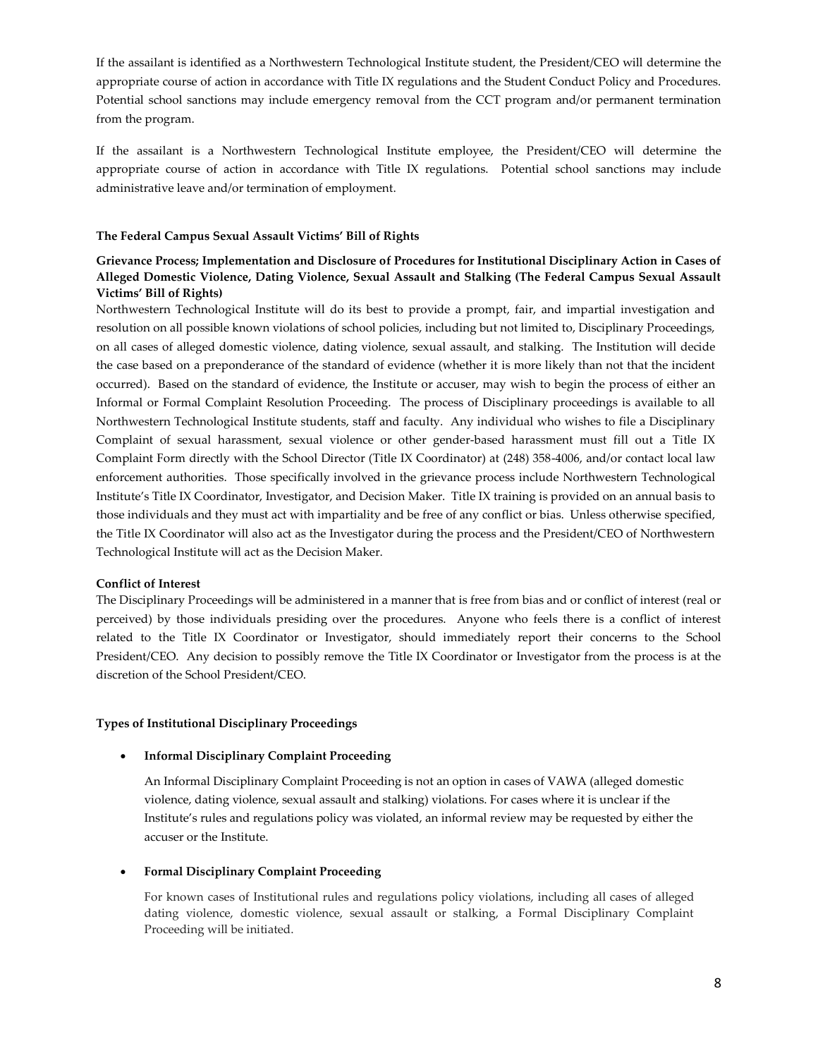If the assailant is identified as a Northwestern Technological Institute student, the President/CEO will determine the appropriate course of action in accordance with Title IX regulations and the Student Conduct Policy and Procedures. Potential school sanctions may include emergency removal from the CCT program and/or permanent termination from the program.

If the assailant is a Northwestern Technological Institute employee, the President/CEO will determine the appropriate course of action in accordance with Title IX regulations. Potential school sanctions may include administrative leave and/or termination of employment.

**The Federal Campus Sexual Assault Victims' Bill of Rights**

**Grievance Process; Implementation and Disclosure of Procedures for Institutional Disciplinary Action in Cases of Alleged Domestic Violence, Dating Violence, Sexual Assault and Stalking (The Federal Campus Sexual Assault Victims' Bill of Rights)**

Northwestern Technological Institute will do its best to provide a prompt, fair, and impartial investigation and resolution on all possible known violations of school policies, including but not limited to, Disciplinary Proceedings, on all cases of alleged domestic violence, dating violence, sexual assault, and stalking. The Institution will decide the case based on a preponderance of the standard of evidence (whether it is more likely than not that the incident occurred). Based on the standard of evidence, the Institute or accuser, may wish to begin the process of either an Informal or Formal Complaint Resolution Proceeding. The process of Disciplinary proceedings is available to all Northwestern Technological Institute students, staff and faculty. Any individual who wishes to file a Disciplinary Complaint of sexual harassment, sexual violence or other gender-based harassment must fill out a Title IX Complaint Form directly with the School Director (Title IX Coordinator) at (248) 358-4006, and/or contact local law enforcement authorities. Those specifically involved in the grievance process include Northwestern Technological Institute's Title IX Coordinator, Investigator, and Decision Maker. Title IX training is provided on an annual basis to those individuals and they must act with impartiality and be free of any conflict or bias. Unless otherwise specified, the Title IX Coordinator will also act as the Investigator during the process and the President/CEO of Northwestern Technological Institute will act as the Decision Maker.

**Conflict of Interest**

The Disciplinary Proceedings will be administered in a manner that is free from bias and or conflict of interest (real or perceived) by those individuals presiding over the procedures. Anyone who feels there is a conflict of interest related to the Title IX Coordinator or Investigator, should immediately report their concerns to the School President/CEO. Any decision to possibly remove the Title IX Coordinator or Investigator from the process is at the discretion of the School President/CEO.

**Types of Institutional Disciplinary Proceedings**

- **Informal Disciplinary Complaint Proceeding**

  An Informal Disciplinary Complaint Proceeding is not an option in cases of VAWA (alleged domestic violence, dating violence, sexual assault and stalking) violations. For cases where it is unclear if the Institute's rules and regulations policy was violated, an informal review may be requested by either the accuser or the Institute.

- **Formal Disciplinary Complaint Proceeding**

  For known cases of Institutional rules and regulations policy violations, including all cases of alleged dating violence, domestic violence, sexual assault or stalking, a Formal Disciplinary Complaint Proceeding will be initiated.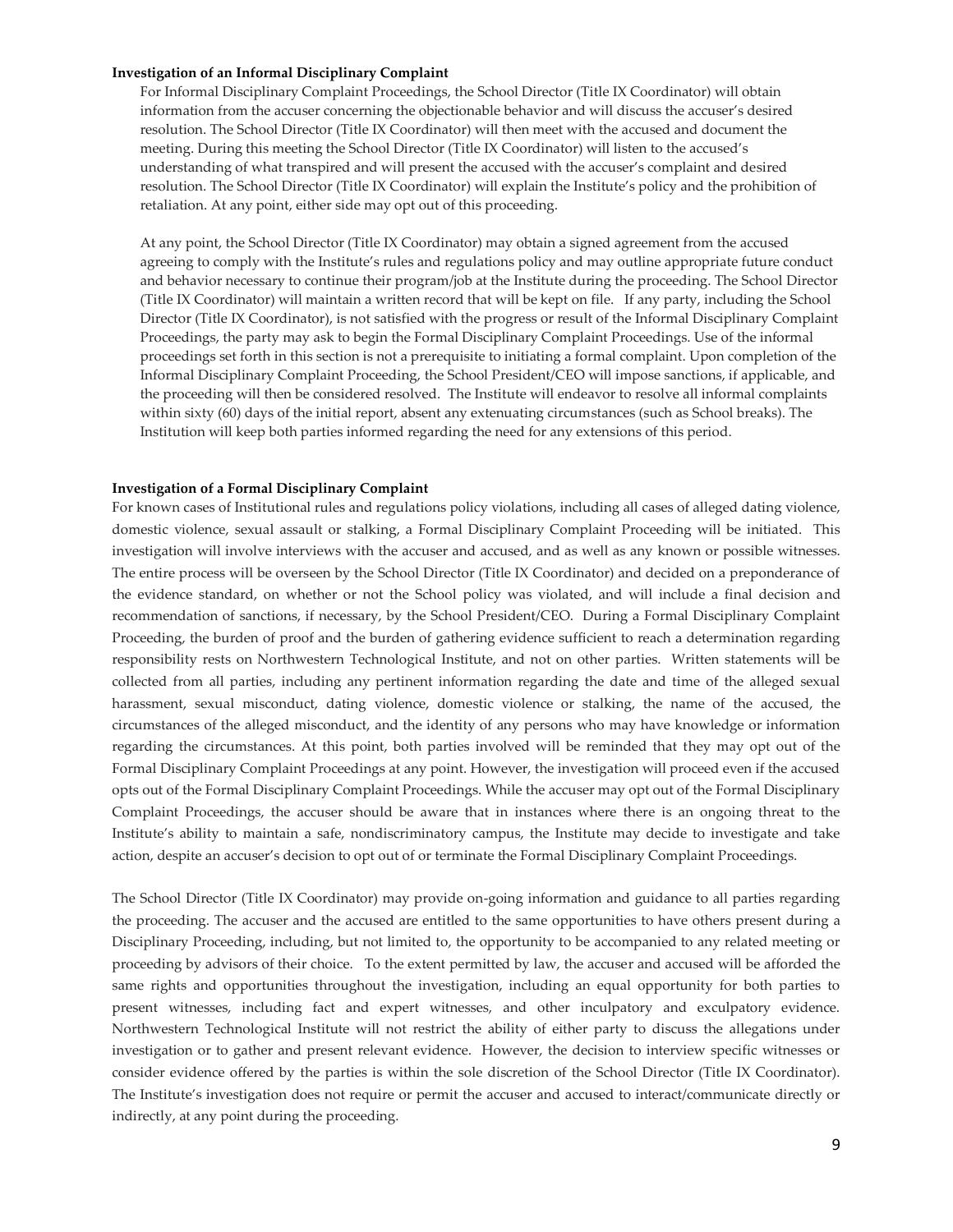**Investigation of an Informal Disciplinary Complaint**

For Informal Disciplinary Complaint Proceedings, the School Director (Title IX Coordinator) will obtain information from the accuser concerning the objectionable behavior and will discuss the accuser's desired resolution. The School Director (Title IX Coordinator) will then meet with the accused and document the meeting. During this meeting the School Director (Title IX Coordinator) will listen to the accused's understanding of what transpired and will present the accused with the accuser's complaint and desired resolution. The School Director (Title IX Coordinator) will explain the Institute's policy and the prohibition of retaliation. At any point, either side may opt out of this proceeding.

At any point, the School Director (Title IX Coordinator) may obtain a signed agreement from the accused agreeing to comply with the Institute's rules and regulations policy and may outline appropriate future conduct and behavior necessary to continue their program/job at the Institute during the proceeding. The School Director (Title IX Coordinator) will maintain a written record that will be kept on file. If any party, including the School Director (Title IX Coordinator), is not satisfied with the progress or result of the Informal Disciplinary Complaint Proceedings, the party may ask to begin the Formal Disciplinary Complaint Proceedings. Use of the informal proceedings set forth in this section is not a prerequisite to initiating a formal complaint. Upon completion of the Informal Disciplinary Complaint Proceeding, the School President/CEO will impose sanctions, if applicable, and the proceeding will then be considered resolved. The Institute will endeavor to resolve all informal complaints within sixty (60) days of the initial report, absent any extenuating circumstances (such as School breaks). The Institution will keep both parties informed regarding the need for any extensions of this period.

**Investigation of a Formal Disciplinary Complaint**

For known cases of Institutional rules and regulations policy violations, including all cases of alleged dating violence, domestic violence, sexual assault or stalking, a Formal Disciplinary Complaint Proceeding will be initiated. This investigation will involve interviews with the accuser and accused, and as well as any known or possible witnesses. The entire process will be overseen by the School Director (Title IX Coordinator) and decided on a preponderance of the evidence standard, on whether or not the School policy was violated, and will include a final decision and recommendation of sanctions, if necessary, by the School President/CEO. During a Formal Disciplinary Complaint Proceeding, the burden of proof and the burden of gathering evidence sufficient to reach a determination regarding responsibility rests on Northwestern Technological Institute, and not on other parties. Written statements will be collected from all parties, including any pertinent information regarding the date and time of the alleged sexual harassment, sexual misconduct, dating violence, domestic violence or stalking, the name of the accused, the circumstances of the alleged misconduct, and the identity of any persons who may have knowledge or information regarding the circumstances. At this point, both parties involved will be reminded that they may opt out of the Formal Disciplinary Complaint Proceedings at any point. However, the investigation will proceed even if the accused opts out of the Formal Disciplinary Complaint Proceedings. While the accuser may opt out of the Formal Disciplinary Complaint Proceedings, the accuser should be aware that in instances where there is an ongoing threat to the Institute's ability to maintain a safe, nondiscriminatory campus, the Institute may decide to investigate and take action, despite an accuser's decision to opt out of or terminate the Formal Disciplinary Complaint Proceedings.

The School Director (Title IX Coordinator) may provide on-going information and guidance to all parties regarding the proceeding. The accuser and the accused are entitled to the same opportunities to have others present during a Disciplinary Proceeding, including, but not limited to, the opportunity to be accompanied to any related meeting or proceeding by advisors of their choice. To the extent permitted by law, the accuser and accused will be afforded the same rights and opportunities throughout the investigation, including an equal opportunity for both parties to present witnesses, including fact and expert witnesses, and other inculpatory and exculpatory evidence. Northwestern Technological Institute will not restrict the ability of either party to discuss the allegations under investigation or to gather and present relevant evidence. However, the decision to interview specific witnesses or consider evidence offered by the parties is within the sole discretion of the School Director (Title IX Coordinator). The Institute's investigation does not require or permit the accuser and accused to interact/communicate directly or indirectly, at any point during the proceeding.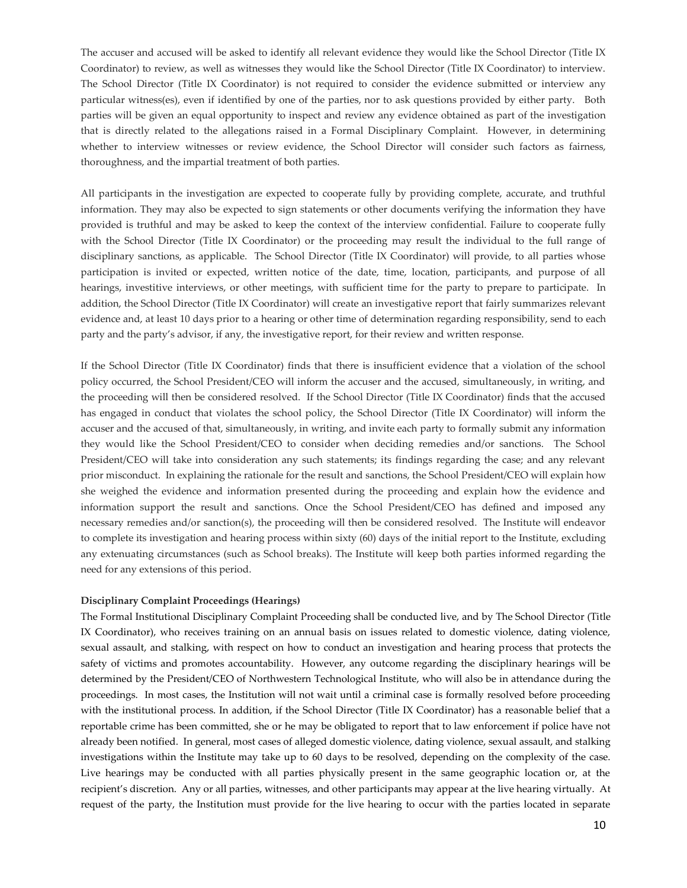The accuser and accused will be asked to identify all relevant evidence they would like the School Director (Title IX Coordinator) to review, as well as witnesses they would like the School Director (Title IX Coordinator) to interview. The School Director (Title IX Coordinator) is not required to consider the evidence submitted or interview any particular witness(es), even if identified by one of the parties, nor to ask questions provided by either party. Both parties will be given an equal opportunity to inspect and review any evidence obtained as part of the investigation that is directly related to the allegations raised in a Formal Disciplinary Complaint. However, in determining whether to interview witnesses or review evidence, the School Director will consider such factors as fairness, thoroughness, and the impartial treatment of both parties.

All participants in the investigation are expected to cooperate fully by providing complete, accurate, and truthful information. They may also be expected to sign statements or other documents verifying the information they have provided is truthful and may be asked to keep the context of the interview confidential. Failure to cooperate fully with the School Director (Title IX Coordinator) or the proceeding may result the individual to the full range of disciplinary sanctions, as applicable. The School Director (Title IX Coordinator) will provide, to all parties whose participation is invited or expected, written notice of the date, time, location, participants, and purpose of all hearings, investitive interviews, or other meetings, with sufficient time for the party to prepare to participate. In addition, the School Director (Title IX Coordinator) will create an investigative report that fairly summarizes relevant evidence and, at least 10 days prior to a hearing or other time of determination regarding responsibility, send to each party and the party's advisor, if any, the investigative report, for their review and written response.

If the School Director (Title IX Coordinator) finds that there is insufficient evidence that a violation of the school policy occurred, the School President/CEO will inform the accuser and the accused, simultaneously, in writing, and the proceeding will then be considered resolved. If the School Director (Title IX Coordinator) finds that the accused has engaged in conduct that violates the school policy, the School Director (Title IX Coordinator) will inform the accuser and the accused of that, simultaneously, in writing, and invite each party to formally submit any information they would like the School President/CEO to consider when deciding remedies and/or sanctions. The School President/CEO will take into consideration any such statements; its findings regarding the case; and any relevant prior misconduct. In explaining the rationale for the result and sanctions, the School President/CEO will explain how she weighed the evidence and information presented during the proceeding and explain how the evidence and information support the result and sanctions. Once the School President/CEO has defined and imposed any necessary remedies and/or sanction(s), the proceeding will then be considered resolved. The Institute will endeavor to complete its investigation and hearing process within sixty (60) days of the initial report to the Institute, excluding any extenuating circumstances (such as School breaks). The Institute will keep both parties informed regarding the need for any extensions of this period.

**Disciplinary Complaint Proceedings (Hearings)**

The Formal Institutional Disciplinary Complaint Proceeding shall be conducted live, and by The School Director (Title IX Coordinator), who receives training on an annual basis on issues related to domestic violence, dating violence, sexual assault, and stalking, with respect on how to conduct an investigation and hearing process that protects the safety of victims and promotes accountability. However, any outcome regarding the disciplinary hearings will be determined by the President/CEO of Northwestern Technological Institute, who will also be in attendance during the proceedings. In most cases, the Institution will not wait until a criminal case is formally resolved before proceeding with the institutional process. In addition, if the School Director (Title IX Coordinator) has a reasonable belief that a reportable crime has been committed, she or he may be obligated to report that to law enforcement if police have not already been notified. In general, most cases of alleged domestic violence, dating violence, sexual assault, and stalking investigations within the Institute may take up to 60 days to be resolved, depending on the complexity of the case. Live hearings may be conducted with all parties physically present in the same geographic location or, at the recipient's discretion. Any or all parties, witnesses, and other participants may appear at the live hearing virtually. At request of the party, the Institution must provide for the live hearing to occur with the parties located in separate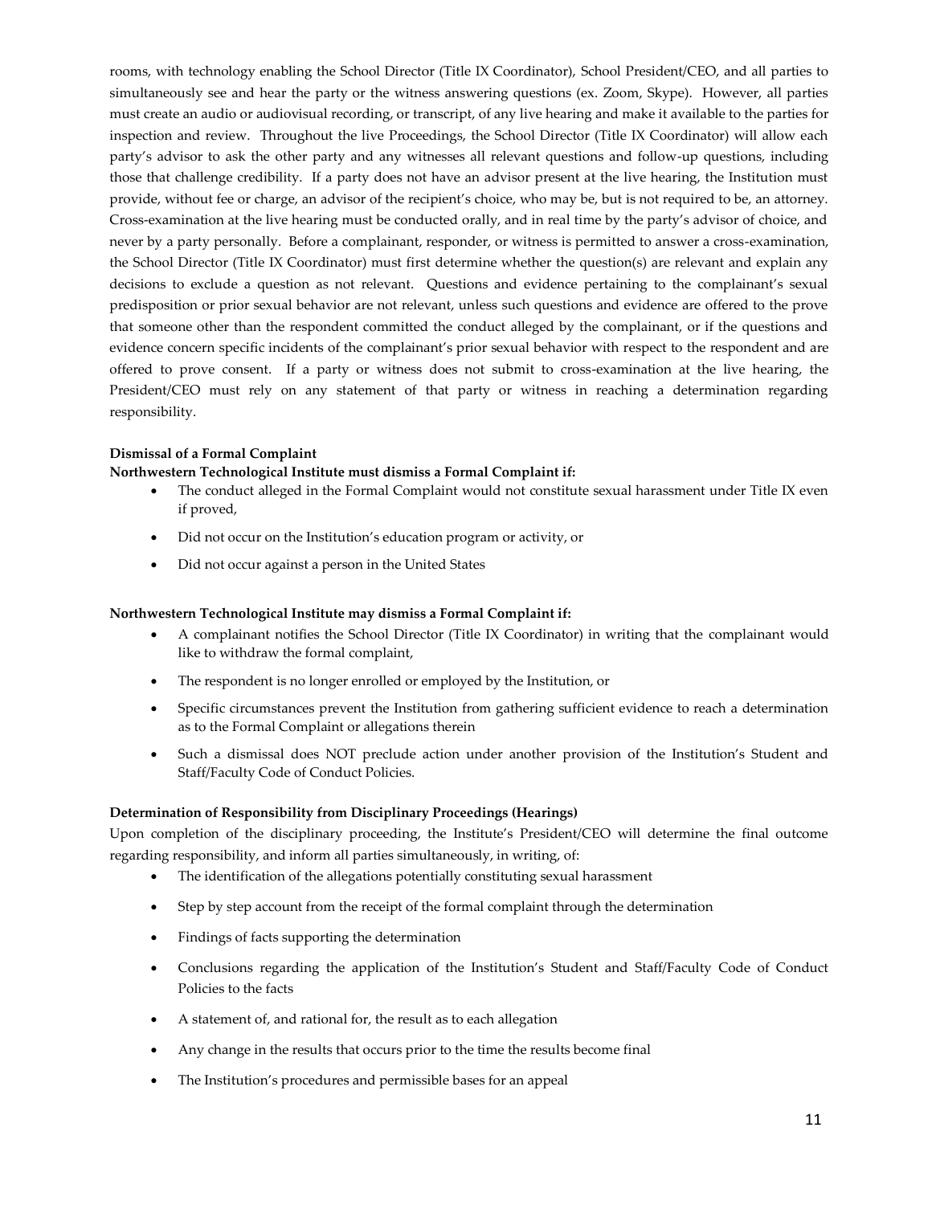rooms, with technology enabling the School Director (Title IX Coordinator), School President/CEO, and all parties to simultaneously see and hear the party or the witness answering questions (ex. Zoom, Skype). However, all parties must create an audio or audiovisual recording, or transcript, of any live hearing and make it available to the parties for inspection and review. Throughout the live Proceedings, the School Director (Title IX Coordinator) will allow each party's advisor to ask the other party and any witnesses all relevant questions and follow-up questions, including those that challenge credibility. If a party does not have an advisor present at the live hearing, the Institution must provide, without fee or charge, an advisor of the recipient's choice, who may be, but is not required to be, an attorney. Cross-examination at the live hearing must be conducted orally, and in real time by the party's advisor of choice, and never by a party personally. Before a complainant, responder, or witness is permitted to answer a cross-examination, the School Director (Title IX Coordinator) must first determine whether the question(s) are relevant and explain any decisions to exclude a question as not relevant. Questions and evidence pertaining to the complainant's sexual predisposition or prior sexual behavior are not relevant, unless such questions and evidence are offered to the prove that someone other than the respondent committed the conduct alleged by the complainant, or if the questions and evidence concern specific incidents of the complainant's prior sexual behavior with respect to the respondent and are offered to prove consent. If a party or witness does not submit to cross-examination at the live hearing, the President/CEO must rely on any statement of that party or witness in reaching a determination regarding responsibility.

**Dismissal of a Formal Complaint**

**Northwestern Technological Institute must dismiss a Formal Complaint if:**

- The conduct alleged in the Formal Complaint would not constitute sexual harassment under Title IX even if proved,
- Did not occur on the Institution's education program or activity, or
- Did not occur against a person in the United States

**Northwestern Technological Institute may dismiss a Formal Complaint if:**

- A complainant notifies the School Director (Title IX Coordinator) in writing that the complainant would like to withdraw the formal complaint,
- The respondent is no longer enrolled or employed by the Institution, or
- Specific circumstances prevent the Institution from gathering sufficient evidence to reach a determination as to the Formal Complaint or allegations therein
- Such a dismissal does NOT preclude action under another provision of the Institution's Student and Staff/Faculty Code of Conduct Policies.

**Determination of Responsibility from Disciplinary Proceedings (Hearings)**

Upon completion of the disciplinary proceeding, the Institute's President/CEO will determine the final outcome regarding responsibility, and inform all parties simultaneously, in writing, of:

- The identification of the allegations potentially constituting sexual harassment
- Step by step account from the receipt of the formal complaint through the determination
- Findings of facts supporting the determination
- Conclusions regarding the application of the Institution's Student and Staff/Faculty Code of Conduct Policies to the facts
- A statement of, and rational for, the result as to each allegation
- Any change in the results that occurs prior to the time the results become final
- The Institution's procedures and permissible bases for an appeal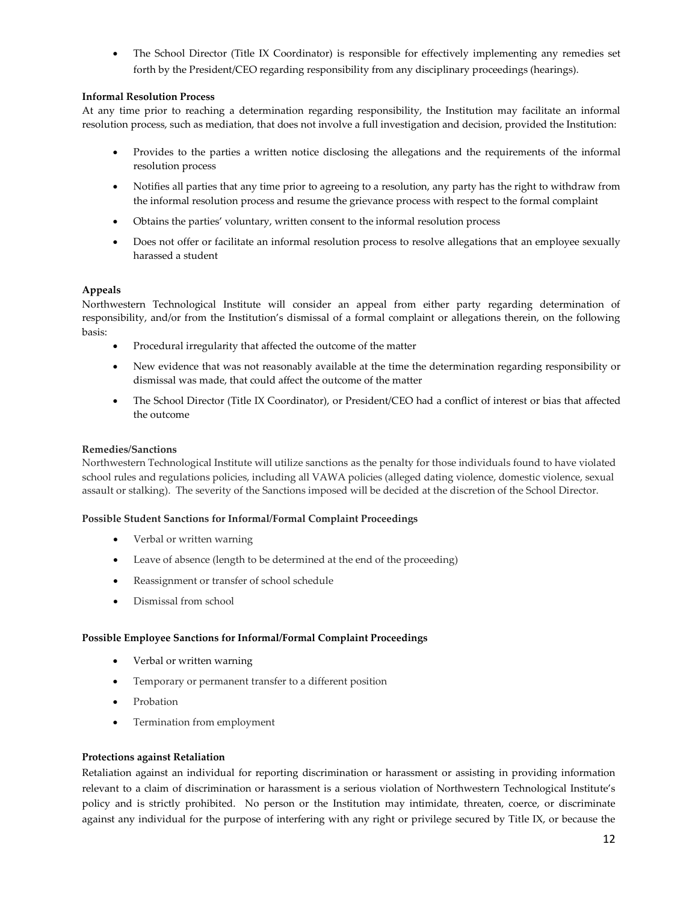- The School Director (Title IX Coordinator) is responsible for effectively implementing any remedies set forth by the President/CEO regarding responsibility from any disciplinary proceedings (hearings).

**Informal Resolution Process**

At any time prior to reaching a determination regarding responsibility, the Institution may facilitate an informal resolution process, such as mediation, that does not involve a full investigation and decision, provided the Institution:

- Provides to the parties a written notice disclosing the allegations and the requirements of the informal resolution process
- Notifies all parties that any time prior to agreeing to a resolution, any party has the right to withdraw from the informal resolution process and resume the grievance process with respect to the formal complaint
- Obtains the parties' voluntary, written consent to the informal resolution process
- Does not offer or facilitate an informal resolution process to resolve allegations that an employee sexually harassed a student

**Appeals**

Northwestern Technological Institute will consider an appeal from either party regarding determination of responsibility, and/or from the Institution's dismissal of a formal complaint or allegations therein, on the following basis:

- Procedural irregularity that affected the outcome of the matter
- New evidence that was not reasonably available at the time the determination regarding responsibility or dismissal was made, that could affect the outcome of the matter
- The School Director (Title IX Coordinator), or President/CEO had a conflict of interest or bias that affected the outcome

**Remedies/Sanctions**

Northwestern Technological Institute will utilize sanctions as the penalty for those individuals found to have violated school rules and regulations policies, including all VAWA policies (alleged dating violence, domestic violence, sexual assault or stalking). The severity of the Sanctions imposed will be decided at the discretion of the School Director.

**Possible Student Sanctions for Informal/Formal Complaint Proceedings**

- Verbal or written warning
- Leave of absence (length to be determined at the end of the proceeding)
- Reassignment or transfer of school schedule
- Dismissal from school

**Possible Employee Sanctions for Informal/Formal Complaint Proceedings**

- Verbal or written warning
- Temporary or permanent transfer to a different position
- Probation
- Termination from employment

**Protections against Retaliation**

Retaliation against an individual for reporting discrimination or harassment or assisting in providing information relevant to a claim of discrimination or harassment is a serious violation of Northwestern Technological Institute's policy and is strictly prohibited. No person or the Institution may intimidate, threaten, coerce, or discriminate against any individual for the purpose of interfering with any right or privilege secured by Title IX, or because the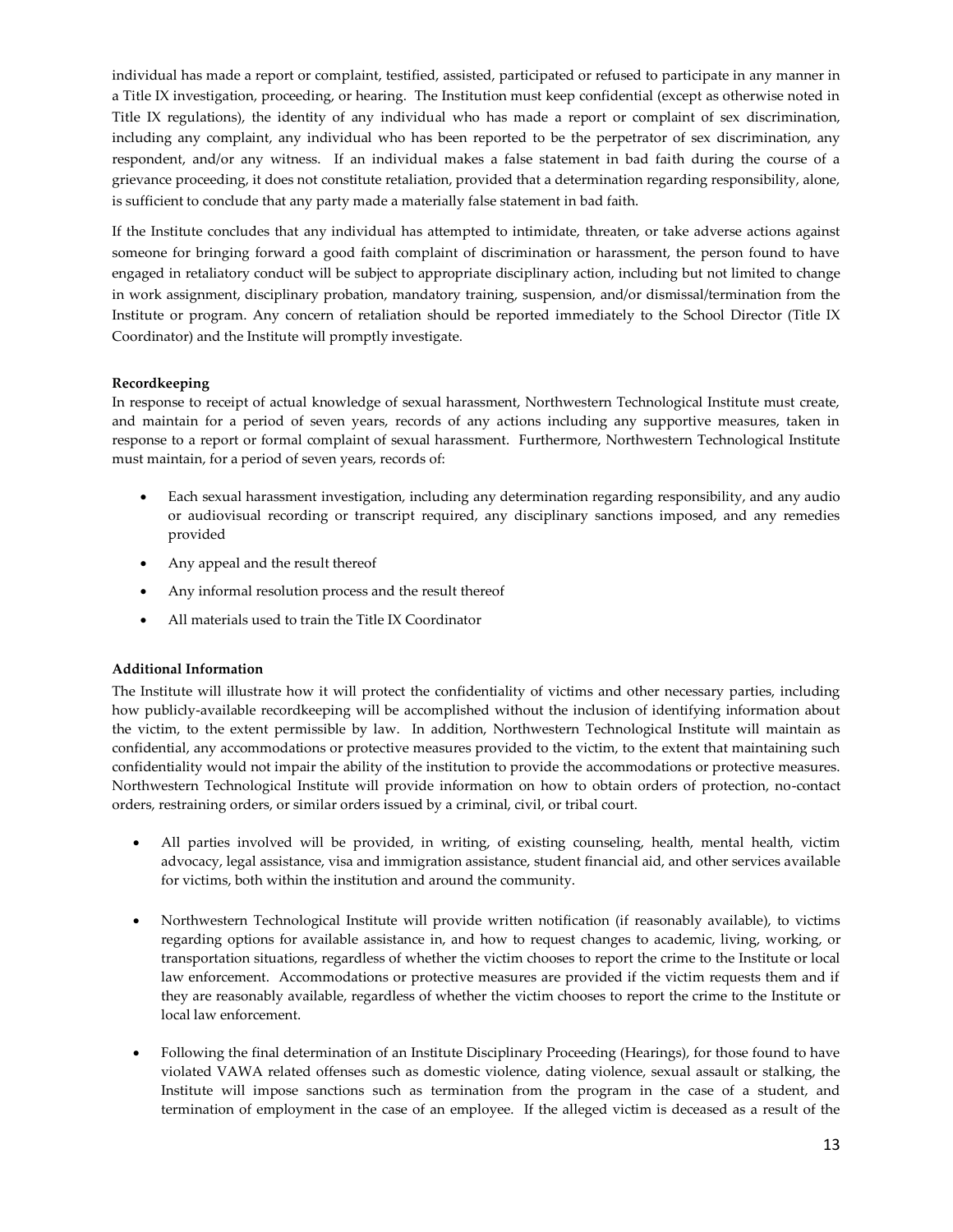individual has made a report or complaint, testified, assisted, participated or refused to participate in any manner in a Title IX investigation, proceeding, or hearing. The Institution must keep confidential (except as otherwise noted in Title IX regulations), the identity of any individual who has made a report or complaint of sex discrimination, including any complaint, any individual who has been reported to be the perpetrator of sex discrimination, any respondent, and/or any witness. If an individual makes a false statement in bad faith during the course of a grievance proceeding, it does not constitute retaliation, provided that a determination regarding responsibility, alone, is sufficient to conclude that any party made a materially false statement in bad faith.

If the Institute concludes that any individual has attempted to intimidate, threaten, or take adverse actions against someone for bringing forward a good faith complaint of discrimination or harassment, the person found to have engaged in retaliatory conduct will be subject to appropriate disciplinary action, including but not limited to change in work assignment, disciplinary probation, mandatory training, suspension, and/or dismissal/termination from the Institute or program. Any concern of retaliation should be reported immediately to the School Director (Title IX Coordinator) and the Institute will promptly investigate.

**Recordkeeping**

In response to receipt of actual knowledge of sexual harassment, Northwestern Technological Institute must create, and maintain for a period of seven years, records of any actions including any supportive measures, taken in response to a report or formal complaint of sexual harassment. Furthermore, Northwestern Technological Institute must maintain, for a period of seven years, records of:

- Each sexual harassment investigation, including any determination regarding responsibility, and any audio or audiovisual recording or transcript required, any disciplinary sanctions imposed, and any remedies provided
- Any appeal and the result thereof
- Any informal resolution process and the result thereof
- All materials used to train the Title IX Coordinator

**Additional Information**

The Institute will illustrate how it will protect the confidentiality of victims and other necessary parties, including how publicly-available recordkeeping will be accomplished without the inclusion of identifying information about the victim, to the extent permissible by law. In addition, Northwestern Technological Institute will maintain as confidential, any accommodations or protective measures provided to the victim, to the extent that maintaining such confidentiality would not impair the ability of the institution to provide the accommodations or protective measures. Northwestern Technological Institute will provide information on how to obtain orders of protection, no-contact orders, restraining orders, or similar orders issued by a criminal, civil, or tribal court.

- All parties involved will be provided, in writing, of existing counseling, health, mental health, victim advocacy, legal assistance, visa and immigration assistance, student financial aid, and other services available for victims, both within the institution and around the community.

- Northwestern Technological Institute will provide written notification (if reasonably available), to victims regarding options for available assistance in, and how to request changes to academic, living, working, or transportation situations, regardless of whether the victim chooses to report the crime to the Institute or local law enforcement. Accommodations or protective measures are provided if the victim requests them and if they are reasonably available, regardless of whether the victim chooses to report the crime to the Institute or local law enforcement.

- Following the final determination of an Institute Disciplinary Proceeding (Hearings), for those found to have violated VAWA related offenses such as domestic violence, dating violence, sexual assault or stalking, the Institute will impose sanctions such as termination from the program in the case of a student, and termination of employment in the case of an employee. If the alleged victim is deceased as a result of the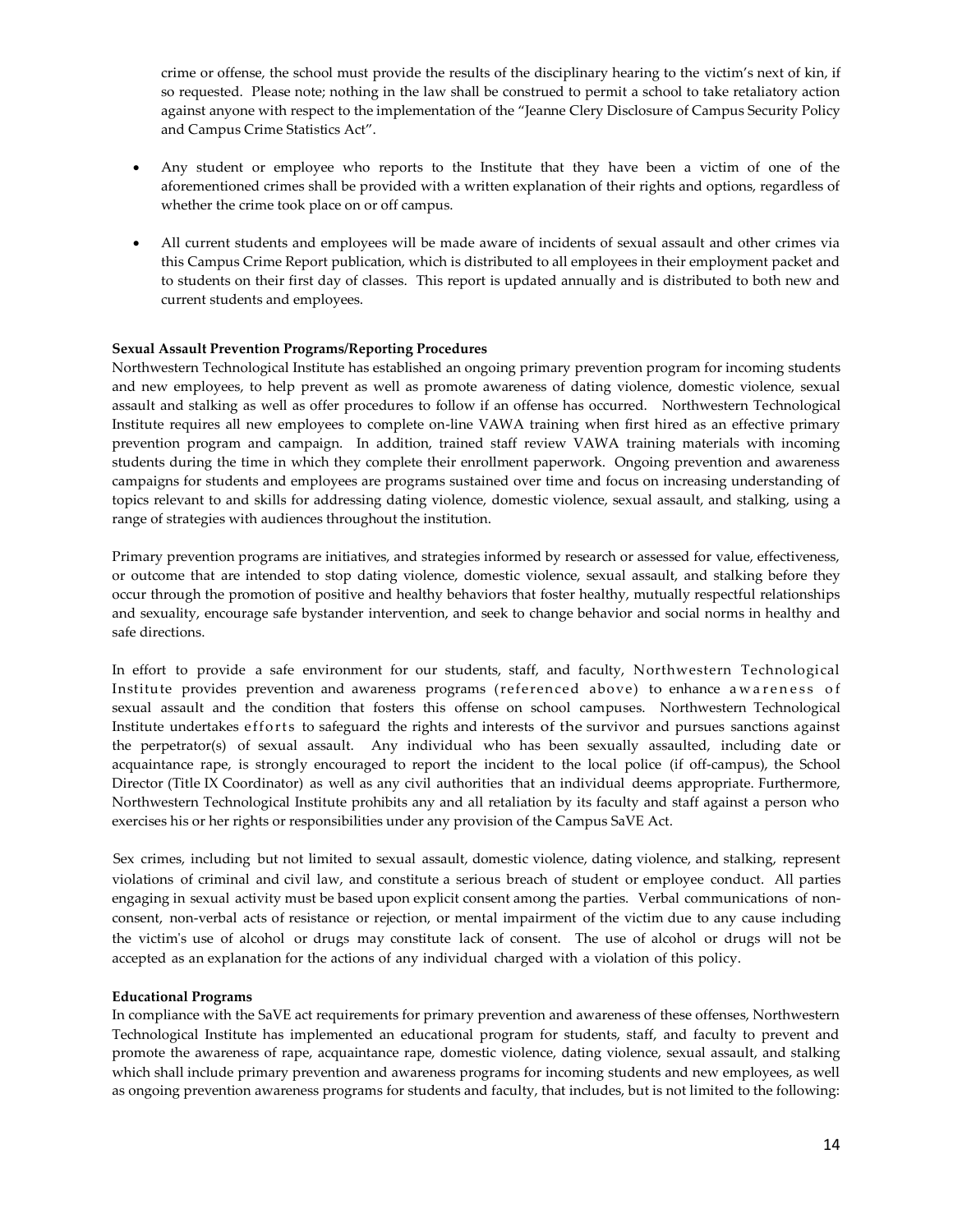crime or offense, the school must provide the results of the disciplinary hearing to the victim's next of kin, if so requested. Please note; nothing in the law shall be construed to permit a school to take retaliatory action against anyone with respect to the implementation of the "Jeanne Clery Disclosure of Campus Security Policy and Campus Crime Statistics Act".

- Any student or employee who reports to the Institute that they have been a victim of one of the aforementioned crimes shall be provided with a written explanation of their rights and options, regardless of whether the crime took place on or off campus.

- All current students and employees will be made aware of incidents of sexual assault and other crimes via this Campus Crime Report publication, which is distributed to all employees in their employment packet and to students on their first day of classes. This report is updated annually and is distributed to both new and current students and employees.

**Sexual Assault Prevention Programs/Reporting Procedures**

Northwestern Technological Institute has established an ongoing primary prevention program for incoming students and new employees, to help prevent as well as promote awareness of dating violence, domestic violence, sexual assault and stalking as well as offer procedures to follow if an offense has occurred. Northwestern Technological Institute requires all new employees to complete on-line VAWA training when first hired as an effective primary prevention program and campaign. In addition, trained staff review VAWA training materials with incoming students during the time in which they complete their enrollment paperwork. Ongoing prevention and awareness campaigns for students and employees are programs sustained over time and focus on increasing understanding of topics relevant to and skills for addressing dating violence, domestic violence, sexual assault, and stalking, using a range of strategies with audiences throughout the institution.

Primary prevention programs are initiatives, and strategies informed by research or assessed for value, effectiveness, or outcome that are intended to stop dating violence, domestic violence, sexual assault, and stalking before they occur through the promotion of positive and healthy behaviors that foster healthy, mutually respectful relationships and sexuality, encourage safe bystander intervention, and seek to change behavior and social norms in healthy and safe directions.

In effort to provide a safe environment for our students, staff, and faculty, Northwestern Technological Institute provides prevention and awareness programs (referenced above) to enhance awareness of sexual assault and the condition that fosters this offense on school campuses. Northwestern Technological Institute undertakes efforts to safeguard the rights and interests of the survivor and pursues sanctions against the perpetrator(s) of sexual assault. Any individual who has been sexually assaulted, including date or acquaintance rape, is strongly encouraged to report the incident to the local police (if off-campus), the School Director (Title IX Coordinator) as well as any civil authorities that an individual deems appropriate. Furthermore, Northwestern Technological Institute prohibits any and all retaliation by its faculty and staff against a person who exercises his or her rights or responsibilities under any provision of the Campus SaVE Act.

Sex crimes, including but not limited to sexual assault, domestic violence, dating violence, and stalking, represent violations of criminal and civil law, and constitute a serious breach of student or employee conduct. All parties engaging in sexual activity must be based upon explicit consent among the parties. Verbal communications of non-consent, non-verbal acts of resistance or rejection, or mental impairment of the victim due to any cause including the victim's use of alcohol or drugs may constitute lack of consent. The use of alcohol or drugs will not be accepted as an explanation for the actions of any individual charged with a violation of this policy.

**Educational Programs**

In compliance with the SaVE act requirements for primary prevention and awareness of these offenses, Northwestern Technological Institute has implemented an educational program for students, staff, and faculty to prevent and promote the awareness of rape, acquaintance rape, domestic violence, dating violence, sexual assault, and stalking which shall include primary prevention and awareness programs for incoming students and new employees, as well as ongoing prevention awareness programs for students and faculty, that includes, but is not limited to the following: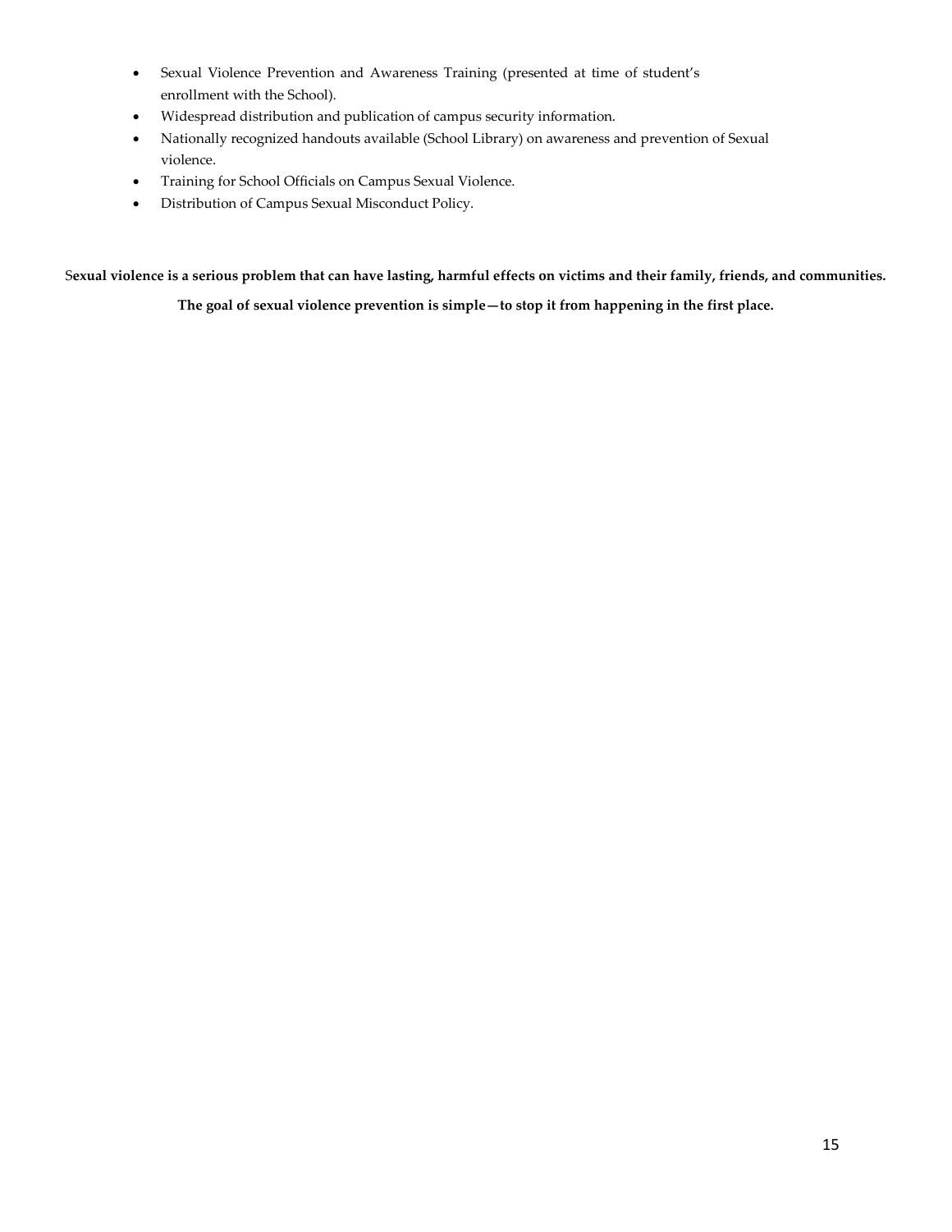- Sexual Violence Prevention and Awareness Training (presented at time of student's enrollment with the School).
- Widespread distribution and publication of campus security information.
- Nationally recognized handouts available (School Library) on awareness and prevention of Sexual violence.
- Training for School Officials on Campus Sexual Violence.
- Distribution of Campus Sexual Misconduct Policy.

S**exual violence is a serious problem that can have lasting, harmful effects on victims and their family, friends, and communities.**

**The goal of sexual violence prevention is simple—to stop it from happening in the first place.**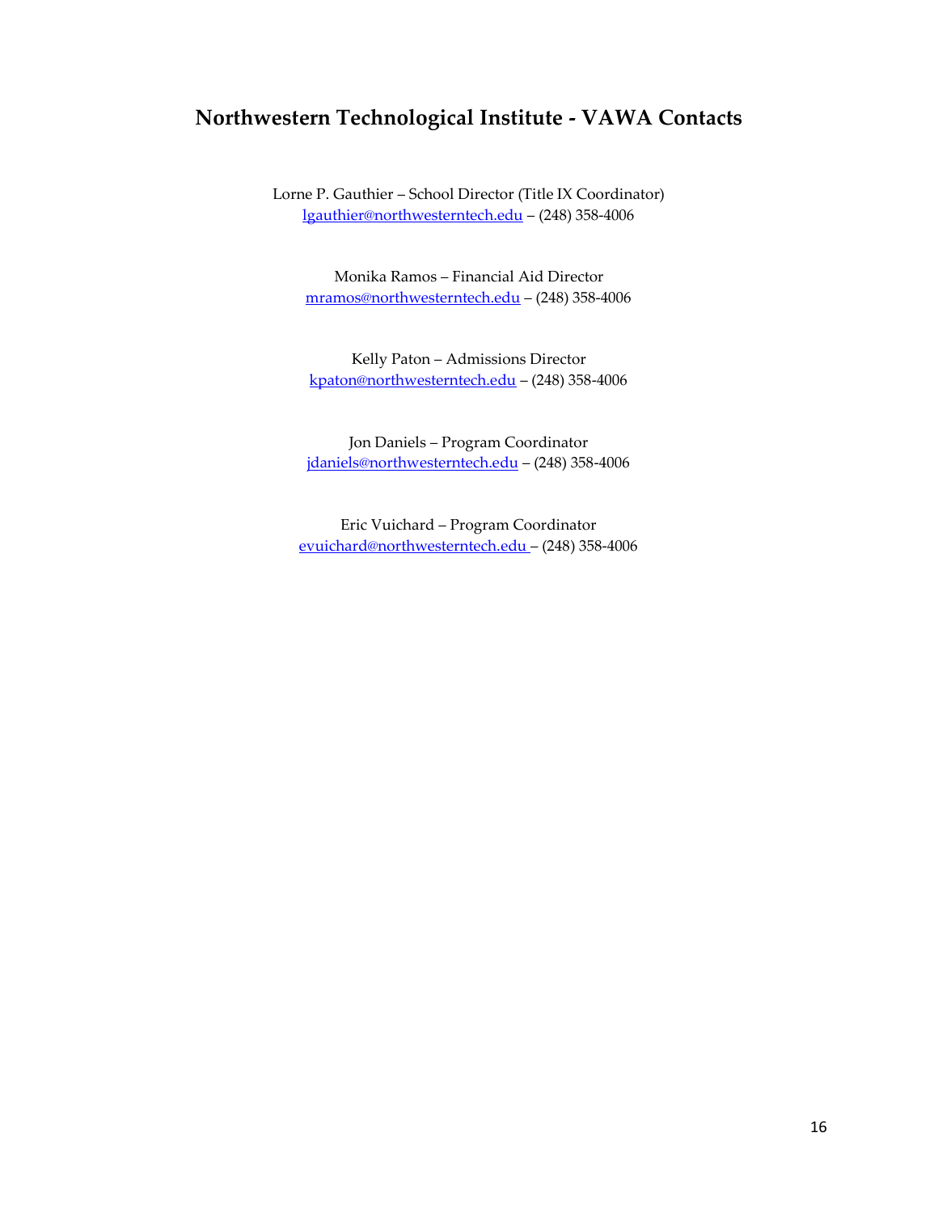# Northwestern Technological Institute - VAWA Contacts

Lorne P. Gauthier – School Director (Title IX Coordinator)
lgauthier@northwesterntech.edu – (248) 358-4006

Monika Ramos – Financial Aid Director
mramos@northwesterntech.edu – (248) 358-4006

Kelly Paton – Admissions Director
kpaton@northwesterntech.edu – (248) 358-4006

Jon Daniels – Program Coordinator
jdaniels@northwesterntech.edu – (248) 358-4006

Eric Vuichard – Program Coordinator
evuichard@northwesterntech.edu – (248) 358-4006